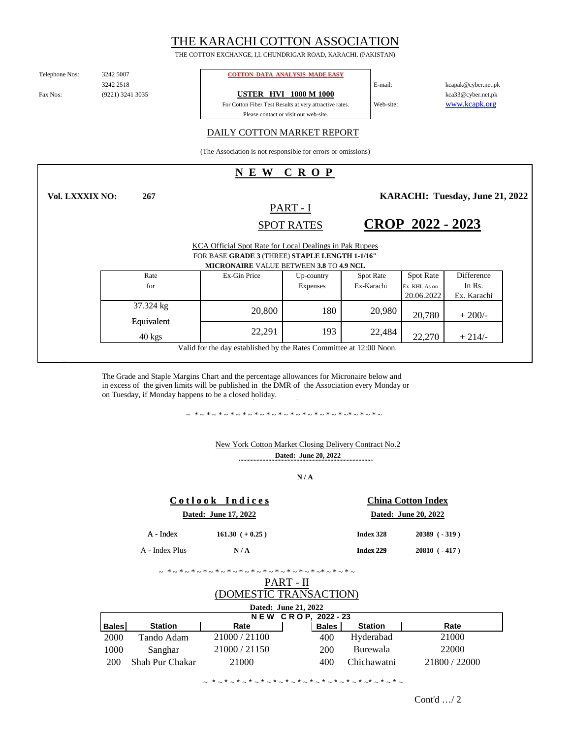# THE KARACHI COTTON ASSOCIATION

THE COTTON EXCHANGE, I,I. CHUNDRIGAR ROAD, KARACHI. (PAKISTAN)

Telephone Nos: 3242 5007
3242 2518
Fax Nos: (9221) 3241 3035

**COTTON DATA ANALYSIS MADE EASY**

**USTER HVI 1000 M 1000**

For Cotton Fiber Test Results at very attractive rates.
Please contact or visit our web-site.

E-mail: kcapak@cyber.net.pk
kca33@cyber.net.pk
Web-site: www.kcapk.org

## DAILY COTTON MARKET REPORT

(The Association is not responsible for errors or omissions)

## N E W C R O P

**Vol. LXXXIX NO: 267** **KARACHI: Tuesday, June 21, 2022**

### PART - I

### SPOT RATES

## CROP 2022 - 2023

KCA Official Spot Rate for Local Dealings in Pak Rupees
FOR BASE **GRADE 3** (THREE) **STAPLE LENGTH 1-1/16"**
**MICRONAIRE** VALUE BETWEEN **3.8** TO **4.9 NCL**

| Rate for | Ex-Gin Price | Up-country Expenses | Spot Rate Ex-Karachi | Spot Rate Ex. KHI. As on 20.06.2022 | Difference In Rs. Ex. Karachi |
|---|---|---|---|---|---|
| 37.324 kg | 20,800 | 180 | 20,980 | 20,780 | + 200/- |
| Equivalent 40 kgs | 22,291 | 193 | 22,484 | 22,270 | + 214/- |

Valid for the day established by the Rates Committee at 12:00 Noon.

The Grade and Staple Margins Chart and the percentage allowances for Micronaire below and in excess of the given limits will be published in the DMR of the Association every Monday or on Tuesday, if Monday happens to be a closed holiday.

~ * ~ * ~ * ~ * ~ * ~ * ~ * ~ * ~ * ~ * ~ * ~ * ~ * ~ * ~ * ~* ~ * ~ * ~

New York Cotton Market Closing Delivery Contract No.2
**Dated: June 20, 2022**

**N / A**

| **Cotlook Indices** Dated: June 17, 2022 | | **China Cotton Index** Dated: June 20, 2022 | |
|---|---|---|---|
| A - Index | **161.30 ( + 0.25 )** | **Index 328** | **20389 ( - 319 )** |
| A - Index Plus | **N / A** | **Index 229** | **20810 ( - 417 )** |

~ * ~ * ~ * ~ * ~ * ~ * ~ * ~ * ~ * ~ * ~ * ~ * ~ * ~ * ~ * ~* ~ * ~ * ~

### PART - II
### (DOMESTIC TRANSACTION)

**Dated: June 21, 2022**

**N E W C R O P, 2022 - 23**

| Bales | Station | Rate | Bales | Station | Rate |
|---|---|---|---|---|---|
| 2000 | Tando Adam | 21000 / 21100 | 400 | Hyderabad | 21000 |
| 1000 | Sanghar | 21000 / 21150 | 200 | Burewala | 22000 |
| 200 | Shah Pur Chakar | 21000 | 400 | Chichawatni | 21800 / 22000 |

~ * ~ * ~ * ~ * ~ * ~ * ~ * ~ * ~ * ~ * ~ * ~ * ~ * ~ * ~ * ~* ~ * ~ * ~

Cont'd …/ 2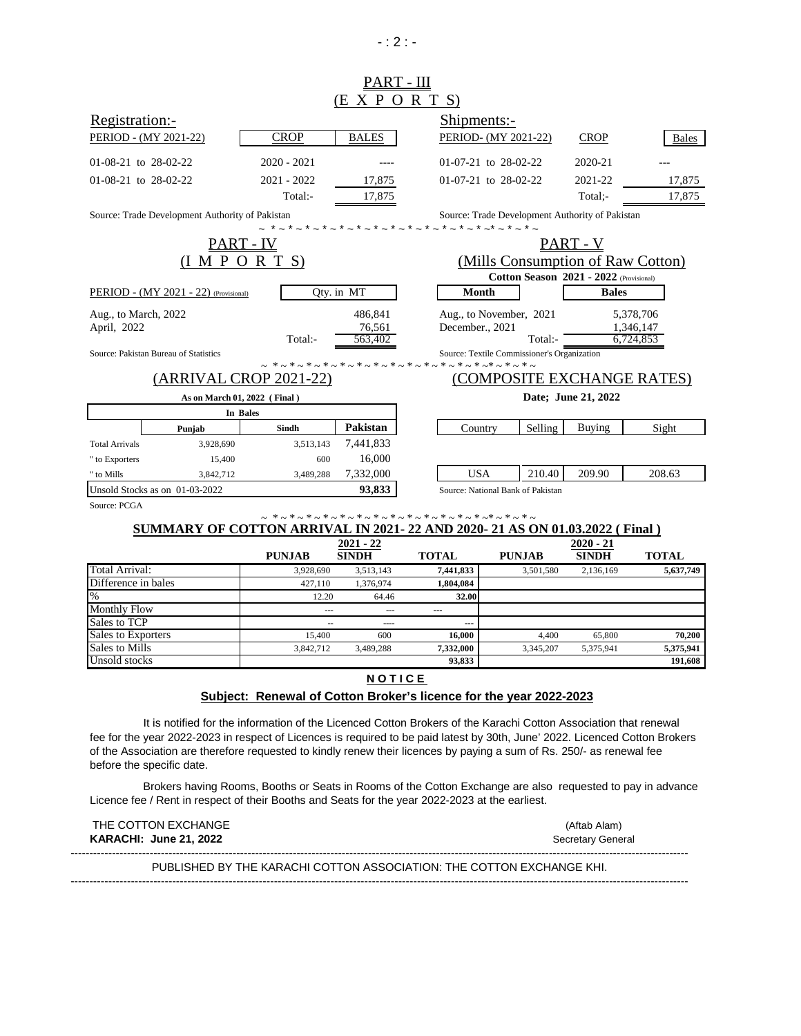# PART - III
## (E X P O R T S)

**Registration:-**

| PERIOD - (MY 2021-22) | CROP | BALES |
|---|---|---|
| 01-08-21 to 28-02-22 | 2020 - 2021 | ---- |
| 01-08-21 to 28-02-22 | 2021 - 2022 | 17,875 |
| | Total:- | 17,875 |

Source: Trade Development Authority of Pakistan

**Shipments:-**

| PERIOD- (MY 2021-22) | CROP | Bales |
|---|---|---|
| 01-07-21 to 28-02-22 | 2020-21 | --- |
| 01-07-21 to 28-02-22 | 2021-22 | 17,875 |
| | Total;- | 17,875 |

Source: Trade Development Authority of Pakistan

~ * ~ * ~ * ~ * ~ * ~ * ~ * ~ * ~ * ~ * ~ * ~ * ~ * ~ * ~ * ~ * ~

# PART - IV
## (I M P O R T S)

| PERIOD - (MY 2021 - 22) (Provisional) | | Qty. in MT |
|---|---|---|
| Aug., to March, 2022 | | 486,841 |
| April, 2022 | | 76,561 |
| | Total:- | 563,402 |

Source: Pakistan Bureau of Statistics

# PART - V
## (Mills Consumption of Raw Cotton)

**Cotton Season 2021 - 2022** (Provisional)

| Month | | Bales |
|---|---|---|
| Aug., to November, 2021 | | 5,378,706 |
| December., 2021 | | 1,346,147 |
| | Total:- | 6,724,853 |

Source: Textile Commissioner's Organization

~ * ~ * ~ * ~ * ~ * ~ * ~ * ~ * ~ * ~ * ~ * ~ * ~ * ~ * ~ * ~ * ~

## (ARRIVAL CROP 2021-22)

**As on March 01, 2022 ( Final )**

In Bales

| | Punjab | Sindh | Pakistan |
|---|---|---|---|
| Total Arrivals | 3,928,690 | 3,513,143 | 7,441,833 |
| " to Exporters | 15,400 | 600 | 16,000 |
| " to Mills | 3,842,712 | 3,489,288 | 7,332,000 |
| Unsold Stocks as on 01-03-2022 | | | 93,833 |

Source: PCGA

## (COMPOSITE EXCHANGE RATES)

**Date; June 21, 2022**

| Country | Selling | Buying | Sight |
|---|---|---|---|
| USA | 210.40 | 209.90 | 208.63 |

Source: National Bank of Pakistan

~ * ~ * ~ * ~ * ~ * ~ * ~ * ~ * ~ * ~ * ~ * ~ * ~ * ~ * ~ * ~ * ~

## SUMMARY OF COTTON ARRIVAL IN 2021- 22 AND 2020- 21 AS ON 01.03.2022 ( Final )

| | 2021 - 22 | | | 2020 - 21 | | |
|---|---|---|---|---|---|---|
| | PUNJAB | SINDH | TOTAL | PUNJAB | SINDH | TOTAL |
| Total Arrival: | 3,928,690 | 3,513,143 | 7,441,833 | 3,501,580 | 2,136,169 | 5,637,749 |
| Difference in bales | 427,110 | 1,376,974 | 1,804,084 | | | |
| % | 12.20 | 64.46 | 32.00 | | | |
| Monthly Flow | --- | --- | --- | | | |
| Sales to TCP | -- | ---- | --- | | | |
| Sales to Exporters | 15,400 | 600 | 16,000 | 4,400 | 65,800 | 70,200 |
| Sales to Mills | 3,842,712 | 3,489,288 | 7,332,000 | 3,345,207 | 5,375,941 | 5,375,941 |
| Unsold stocks | | | 93,833 | | | 191,608 |

## N O T I C E

**Subject: Renewal of Cotton Broker's licence for the year 2022-2023**

It is notified for the information of the Licenced Cotton Brokers of the Karachi Cotton Association that renewal fee for the year 2022-2023 in respect of Licences is required to be paid latest by 30th, June' 2022. Licenced Cotton Brokers of the Association are therefore requested to kindly renew their licences by paying a sum of Rs. 250/- as renewal fee before the specific date.

Brokers having Rooms, Booths or Seats in Rooms of the Cotton Exchange are also requested to pay in advance Licence fee / Rent in respect of their Booths and Seats for the year 2022-2023 at the earliest.

THE COTTON EXCHANGE
**KARACHI: June 21, 2022**

(Aftab Alam)
Secretary General

---

PUBLISHED BY THE KARACHI COTTON ASSOCIATION: THE COTTON EXCHANGE KHI.